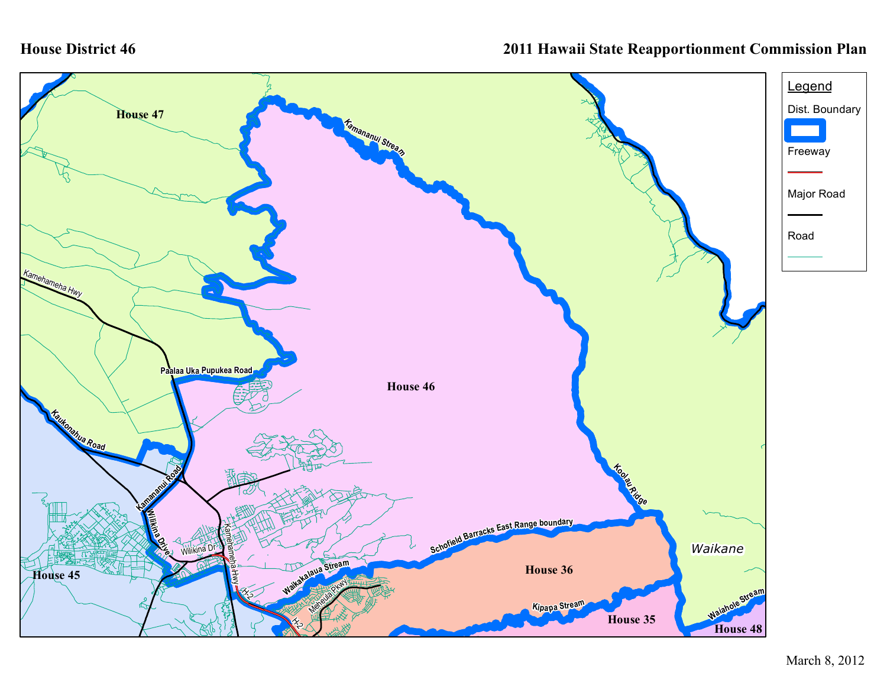# House District 46

## 2011 Hawaii State Reapportionment Commission Plan

**Legend**

- Dist. Boundary
- Freeway
- Major Road
- Road

**House 47**

**House 46**

**House 45**

**House 36**

**House 35**

**House 48**

Kamananui Stream

Kamehameha Hwy

Paalaa Uka Pupukea Road

Kaukonahua Road

Kamananui Road

Wilikina Drive

Wilikina Dr

Kamehameha Hwy

H-2

Waikakalaua Stream

Meheula Pkwy

Schofield Barracks East Range boundary

Koolau Ridge

Kipapa Stream

Waikane

Waiahole Stream

March 8, 2012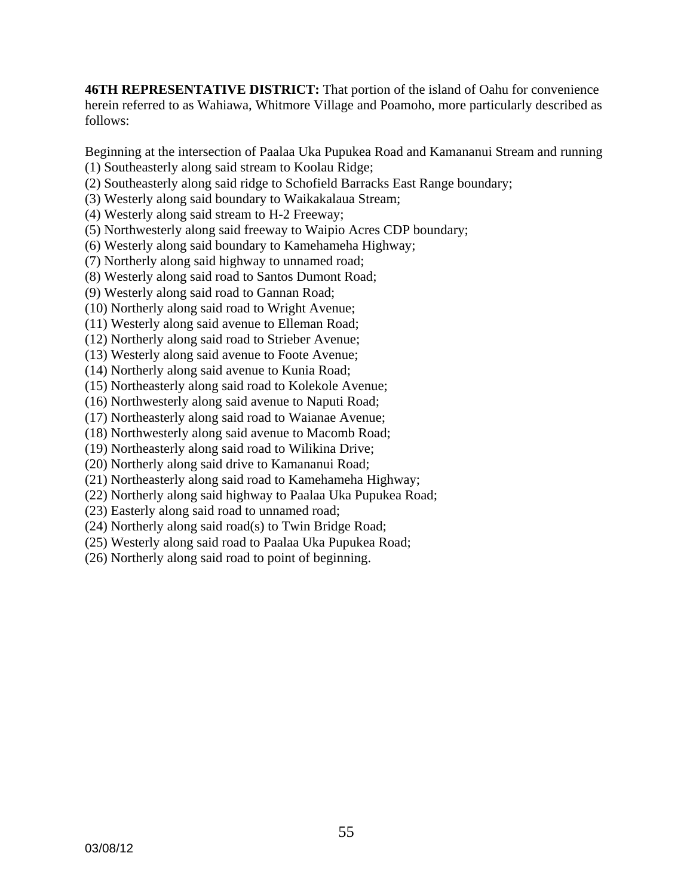**46TH REPRESENTATIVE DISTRICT:** That portion of the island of Oahu for convenience herein referred to as Wahiawa, Whitmore Village and Poamoho, more particularly described as follows:

Beginning at the intersection of Paalaa Uka Pupukea Road and Kamananui Stream and running
(1) Southeasterly along said stream to Koolau Ridge;
(2) Southeasterly along said ridge to Schofield Barracks East Range boundary;
(3) Westerly along said boundary to Waikakalaua Stream;
(4) Westerly along said stream to H-2 Freeway;
(5) Northwesterly along said freeway to Waipio Acres CDP boundary;
(6) Westerly along said boundary to Kamehameha Highway;
(7) Northerly along said highway to unnamed road;
(8) Westerly along said road to Santos Dumont Road;
(9) Westerly along said road to Gannan Road;
(10) Northerly along said road to Wright Avenue;
(11) Westerly along said avenue to Elleman Road;
(12) Northerly along said road to Strieber Avenue;
(13) Westerly along said avenue to Foote Avenue;
(14) Northerly along said avenue to Kunia Road;
(15) Northeasterly along said road to Kolekole Avenue;
(16) Northwesterly along said avenue to Naputi Road;
(17) Northeasterly along said road to Waianae Avenue;
(18) Northwesterly along said avenue to Macomb Road;
(19) Northeasterly along said road to Wilikina Drive;
(20) Northerly along said drive to Kamananui Road;
(21) Northeasterly along said road to Kamehameha Highway;
(22) Northerly along said highway to Paalaa Uka Pupukea Road;
(23) Easterly along said road to unnamed road;
(24) Northerly along said road(s) to Twin Bridge Road;
(25) Westerly along said road to Paalaa Uka Pupukea Road;
(26) Northerly along said road to point of beginning.

03/08/12